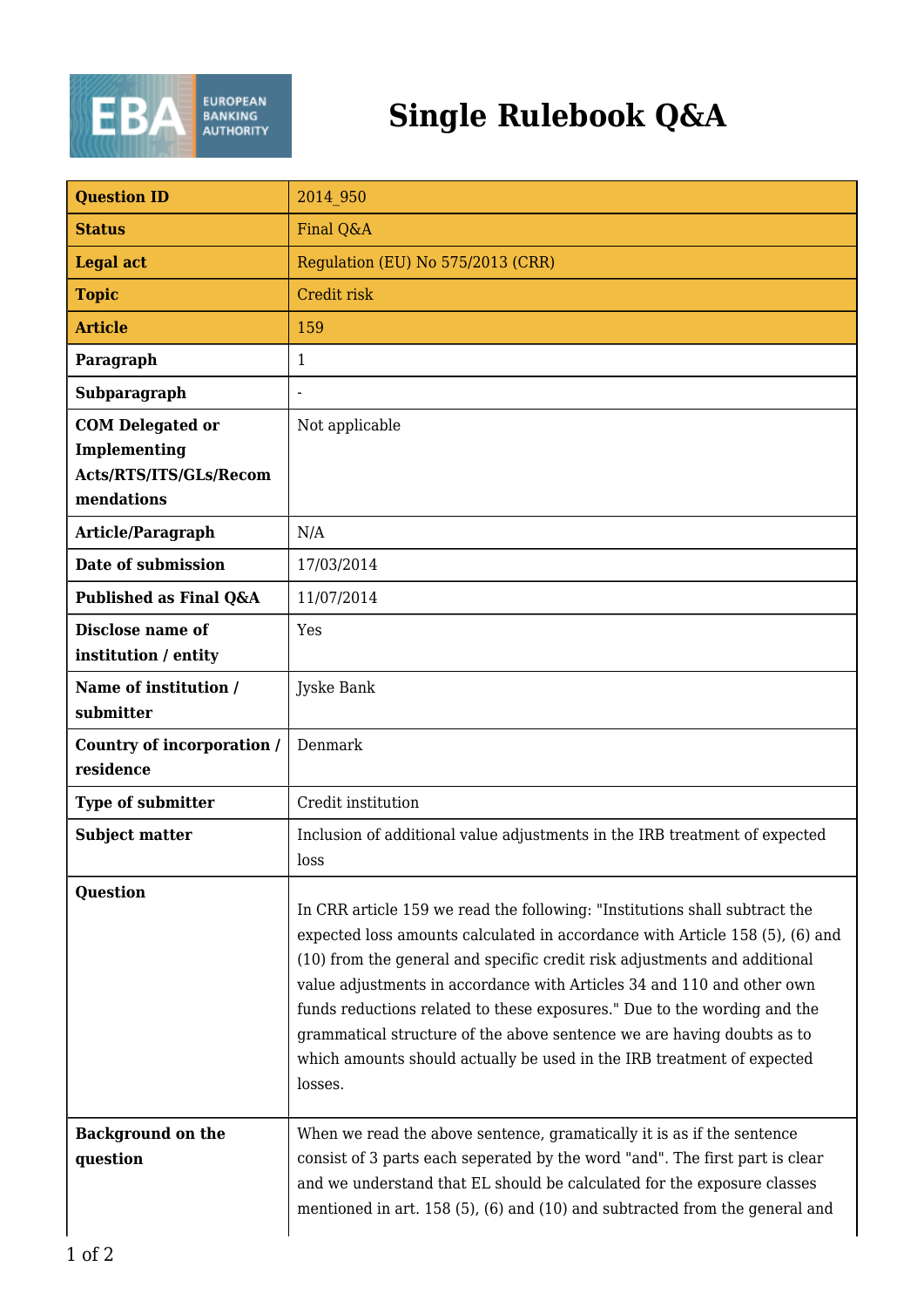# Single Rulebook Q&A

| Question ID | 2014_950 |
|---|---|
| Status | Final Q&A |
| Legal act | Regulation (EU) No 575/2013 (CRR) |
| Topic | Credit risk |
| Article | 159 |
| Paragraph | 1 |
| Subparagraph | - |
| COM Delegated or Implementing Acts/RTS/ITS/GLs/Recommendations | Not applicable |
| Article/Paragraph | N/A |
| Date of submission | 17/03/2014 |
| Published as Final Q&A | 11/07/2014 |
| Disclose name of institution / entity | Yes |
| Name of institution / submitter | Jyske Bank |
| Country of incorporation / residence | Denmark |
| Type of submitter | Credit institution |
| Subject matter | Inclusion of additional value adjustments in the IRB treatment of expected loss |
| Question | In CRR article 159 we read the following: "Institutions shall subtract the expected loss amounts calculated in accordance with Article 158 (5), (6) and (10) from the general and specific credit risk adjustments and additional value adjustments in accordance with Articles 34 and 110 and other own funds reductions related to these exposures." Due to the wording and the grammatical structure of the above sentence we are having doubts as to which amounts should actually be used in the IRB treatment of expected losses. |
| Background on the question | When we read the above sentence, gramatically it is as if the sentence consist of 3 parts each seperated by the word "and". The first part is clear and we understand that EL should be calculated for the exposure classes mentioned in art. 158 (5), (6) and (10) and subtracted from the general and |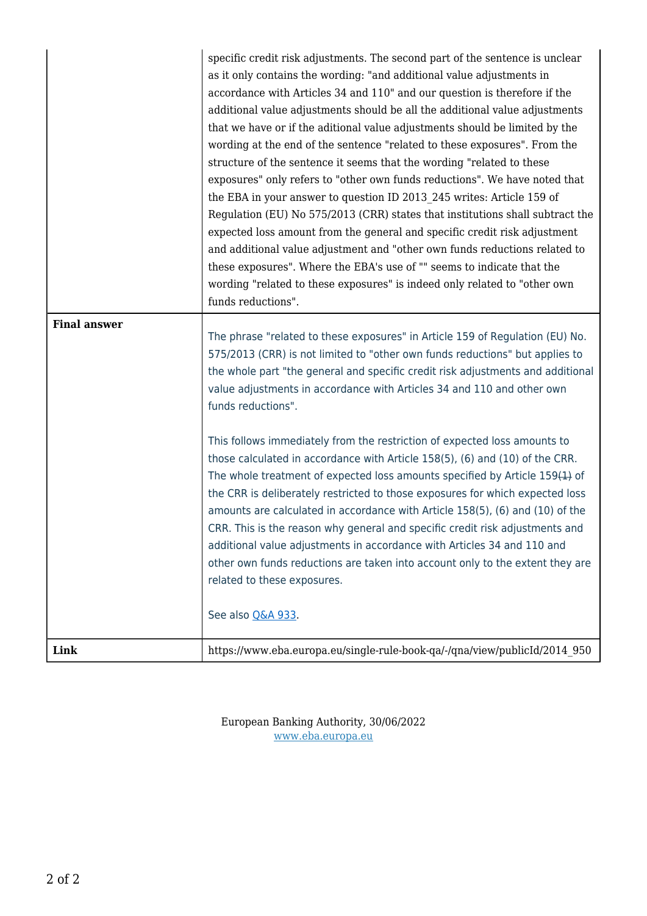| | |
|---|---|
| | specific credit risk adjustments. The second part of the sentence is unclear as it only contains the wording: "and additional value adjustments in accordance with Articles 34 and 110" and our question is therefore if the additional value adjustments should be all the additional value adjustments that we have or if the aditional value adjustments should be limited by the wording at the end of the sentence "related to these exposures". From the structure of the sentence it seems that the wording "related to these exposures" only refers to "other own funds reductions". We have noted that the EBA in your answer to question ID 2013_245 writes: Article 159 of Regulation (EU) No 575/2013 (CRR) states that institutions shall subtract the expected loss amount from the general and specific credit risk adjustment and additional value adjustment and "other own funds reductions related to these exposures". Where the EBA's use of "" seems to indicate that the wording "related to these exposures" is indeed only related to "other own funds reductions". |
| **Final answer** | The phrase "related to these exposures" in Article 159 of Regulation (EU) No. 575/2013 (CRR) is not limited to "other own funds reductions" but applies to the whole part "the general and specific credit risk adjustments and additional value adjustments in accordance with Articles 34 and 110 and other own funds reductions".<br><br>This follows immediately from the restriction of expected loss amounts to those calculated in accordance with Article 158(5), (6) and (10) of the CRR. The whole treatment of expected loss amounts specified by Article 159~~(1)~~ of the CRR is deliberately restricted to those exposures for which expected loss amounts are calculated in accordance with Article 158(5), (6) and (10) of the CRR. This is the reason why general and specific credit risk adjustments and additional value adjustments in accordance with Articles 34 and 110 and other own funds reductions are taken into account only to the extent they are related to these exposures.<br><br>See also Q&A 933. |
| **Link** | https://www.eba.europa.eu/single-rule-book-qa/-/qna/view/publicId/2014_950 |

European Banking Authority, 30/06/2022
www.eba.europa.eu